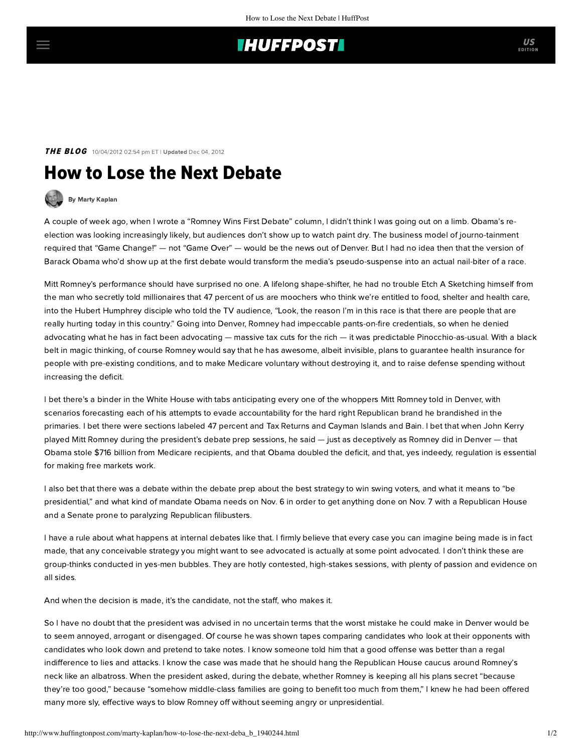**THE BLOG** 10/04/2012 02:54 pm ET | **Updated** Dec 04, 2012

# How to Lose the Next Debate

By Marty Kaplan

A couple of week ago, when I wrote a "Romney Wins First Debate" column, I didn't think I was going out on a limb. Obama's re-election was looking increasingly likely, but audiences don't show up to watch paint dry. The business model of journo-tainment required that "Game Change!" — not "Game Over" — would be the news out of Denver. But I had no idea then that the version of Barack Obama who'd show up at the first debate would transform the media's pseudo-suspense into an actual nail-biter of a race.

Mitt Romney's performance should have surprised no one. A lifelong shape-shifter, he had no trouble Etch A Sketching himself from the man who secretly told millionaires that 47 percent of us are moochers who think we're entitled to food, shelter and health care, into the Hubert Humphrey disciple who told the TV audience, "Look, the reason I'm in this race is that there are people that are really hurting today in this country." Going into Denver, Romney had impeccable pants-on-fire credentials, so when he denied advocating what he has in fact been advocating — massive tax cuts for the rich — it was predictable Pinocchio-as-usual. With a black belt in magic thinking, of course Romney would say that he has awesome, albeit invisible, plans to guarantee health insurance for people with pre-existing conditions, and to make Medicare voluntary without destroying it, and to raise defense spending without increasing the deficit.

I bet there's a binder in the White House with tabs anticipating every one of the whoppers Mitt Romney told in Denver, with scenarios forecasting each of his attempts to evade accountability for the hard right Republican brand he brandished in the primaries. I bet there were sections labeled 47 percent and Tax Returns and Cayman Islands and Bain. I bet that when John Kerry played Mitt Romney during the president's debate prep sessions, he said — just as deceptively as Romney did in Denver — that Obama stole $716 billion from Medicare recipients, and that Obama doubled the deficit, and that, yes indeedy, regulation is essential for making free markets work.

I also bet that there was a debate within the debate prep about the best strategy to win swing voters, and what it means to "be presidential," and what kind of mandate Obama needs on Nov. 6 in order to get anything done on Nov. 7 with a Republican House and a Senate prone to paralyzing Republican filibusters.

I have a rule about what happens at internal debates like that. I firmly believe that every case you can imagine being made is in fact made, that any conceivable strategy you might want to see advocated is actually at some point advocated. I don't think these are group-thinks conducted in yes-men bubbles. They are hotly contested, high-stakes sessions, with plenty of passion and evidence on all sides.

And when the decision is made, it's the candidate, not the staff, who makes it.

So I have no doubt that the president was advised in no uncertain terms that the worst mistake he could make in Denver would be to seem annoyed, arrogant or disengaged. Of course he was shown tapes comparing candidates who look at their opponents with candidates who look down and pretend to take notes. I know someone told him that a good offense was better than a regal indifference to lies and attacks. I know the case was made that he should hang the Republican House caucus around Romney's neck like an albatross. When the president asked, during the debate, whether Romney is keeping all his plans secret "because they're too good," because "somehow middle-class families are going to benefit too much from them," I knew he had been offered many more sly, effective ways to blow Romney off without seeming angry or unpresidential.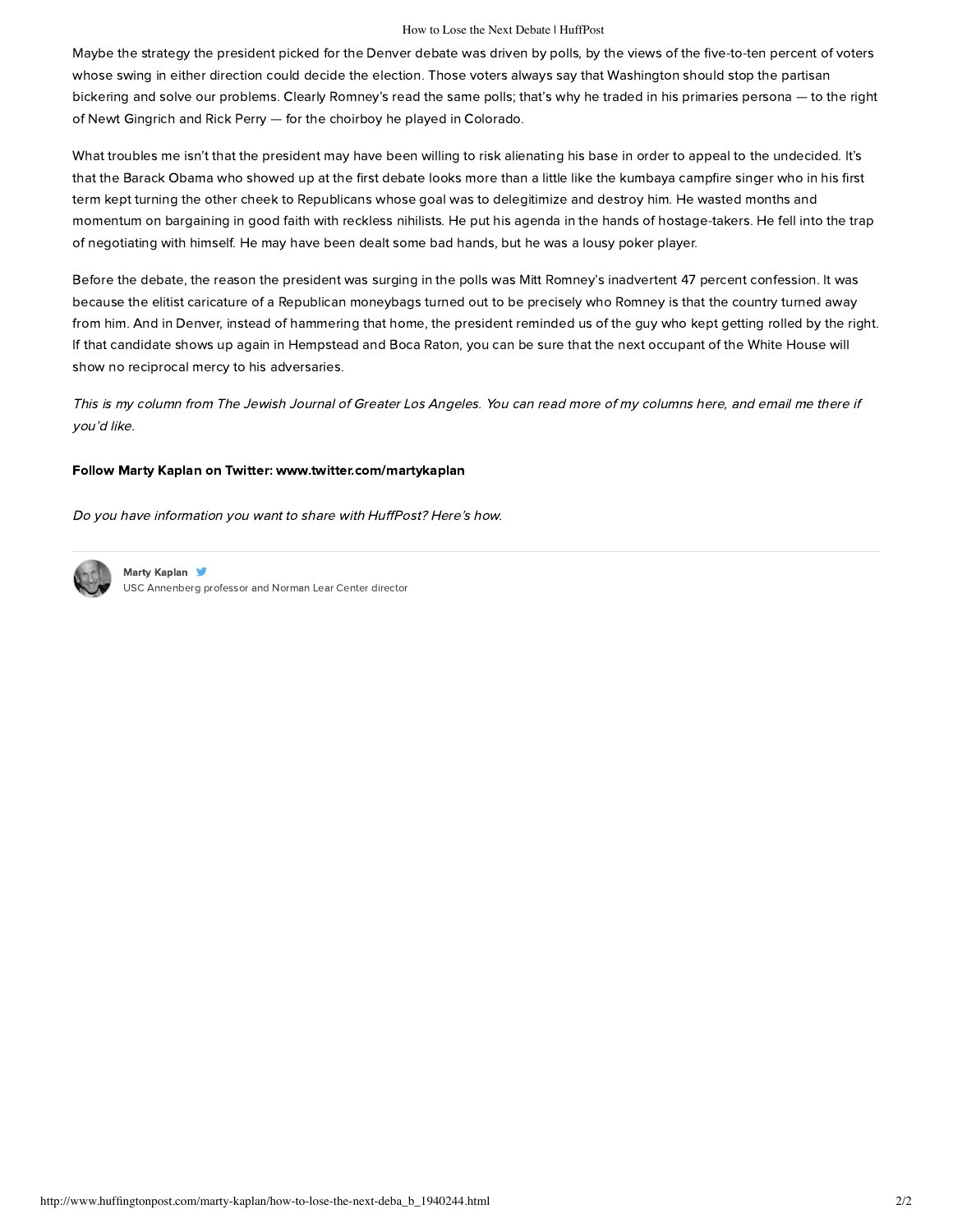Maybe the strategy the president picked for the Denver debate was driven by polls, by the views of the five-to-ten percent of voters whose swing in either direction could decide the election. Those voters always say that Washington should stop the partisan bickering and solve our problems. Clearly Romney's read the same polls; that's why he traded in his primaries persona — to the right of Newt Gingrich and Rick Perry — for the choirboy he played in Colorado.

What troubles me isn't that the president may have been willing to risk alienating his base in order to appeal to the undecided. It's that the Barack Obama who showed up at the first debate looks more than a little like the kumbaya campfire singer who in his first term kept turning the other cheek to Republicans whose goal was to delegitimize and destroy him. He wasted months and momentum on bargaining in good faith with reckless nihilists. He put his agenda in the hands of hostage-takers. He fell into the trap of negotiating with himself. He may have been dealt some bad hands, but he was a lousy poker player.

Before the debate, the reason the president was surging in the polls was Mitt Romney's inadvertent 47 percent confession. It was because the elitist caricature of a Republican moneybags turned out to be precisely who Romney is that the country turned away from him. And in Denver, instead of hammering that home, the president reminded us of the guy who kept getting rolled by the right. If that candidate shows up again in Hempstead and Boca Raton, you can be sure that the next occupant of the White House will show no reciprocal mercy to his adversaries.

*This is my column from The Jewish Journal of Greater Los Angeles. You can read more of my columns here, and email me there if you'd like.*

**Follow Marty Kaplan on Twitter: www.twitter.com/martykaplan**

*Do you have information you want to share with HuffPost? Here's how.*

---

**Marty Kaplan**
USC Annenberg professor and Norman Lear Center director